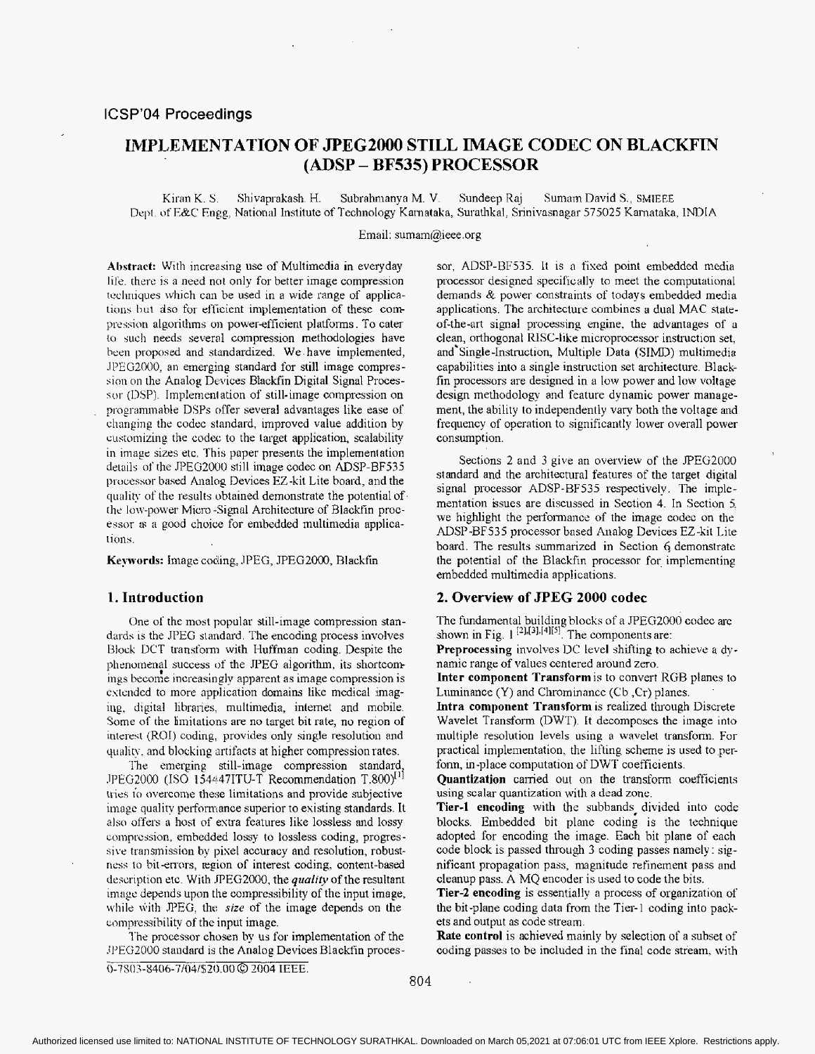# IMPLEMENTATION OF JPEG2000 STILL IMAGE CODEC ON BLACKFIN (ADSP – BF535) PROCESSOR

Kiran K. S. Shivaprakash. H. Subrahmanya M. V. Sundeep Raj Sumam David S., SMIEEE
Dept. of E&C Engg, National Institute of Technology Karnataka, Surathkal, Srinivasnagar 575025 Karnataka, INDIA

Email: sumam@ieee.org

**Abstract:** With increasing use of Multimedia in everyday life, there is a need not only for better image compression techniques which can be used in a wide range of applications but also for efficient implementation of these compression algorithms on power-efficient platforms. To cater to such needs several compression methodologies have been proposed and standardized. We have implemented, JPEG2000, an emerging standard for still image compression on the Analog Devices Blackfin Digital Signal Processor (DSP). Implementation of still-image compression on programmable DSPs offer several advantages like ease of changing the codec standard, improved value addition by customizing the codec to the target application, scalability in image sizes etc. This paper presents the implementation details of the JPEG2000 still image codec on ADSP-BF535 processor based Analog Devices EZ-kit Lite board, and the quality of the results obtained demonstrate the potential of the low-power Micro-Signal Architecture of Blackfin processor as a good choice for embedded multimedia applications.

**Keywords:** Image coding, JPEG, JPEG2000, Blackfin

## 1. Introduction

One of the most popular still-image compression standards is the JPEG standard. The encoding process involves Block DCT transform with Huffman coding. Despite the phenomenal success of the JPEG algorithm, its shortcomings become increasingly apparent as image compression is extended to more application domains like medical imaging, digital libraries, multimedia, internet and mobile. Some of the limitations are no target bit rate, no region of interest (ROI) coding, provides only single resolution and quality, and blocking artifacts at higher compression rates.

The emerging still-image compression standard, JPEG2000 (ISO 15444ITU-T Recommendation T.800)[1] tries to overcome these limitations and provide subjective image quality performance superior to existing standards. It also offers a host of extra features like lossless and lossy compression, embedded lossy to lossless coding, progressive transmission by pixel accuracy and resolution, robustness to bit-errors, region of interest coding, content-based description etc. With JPEG2000, the ***quality*** of the resultant image depends upon the compressibility of the input image, while with JPEG, the ***size*** of the image depends on the compressibility of the input image.

The processor chosen by us for implementation of the JPEG2000 standard is the Analog Devices Blackfin processor, ADSP-BF535. It is a fixed point embedded media processor designed specifically to meet the computational demands & power constraints of todays embedded media applications. The architecture combines a dual MAC state-of-the-art signal processing engine, the advantages of a clean, orthogonal RISC-like microprocessor instruction set, and Single-Instruction, Multiple Data (SIMD) multimedia capabilities into a single instruction set architecture. Blackfin processors are designed in a low power and low voltage design methodology and feature dynamic power management, the ability to independently vary both the voltage and frequency of operation to significantly lower overall power consumption.

Sections 2 and 3 give an overview of the JPEG2000 standard and the architectural features of the target digital signal processor ADSP-BF535 respectively. The implementation issues are discussed in Section 4. In Section 5, we highlight the performance of the image codec on the ADSP-BF535 processor based Analog Devices EZ-kit Lite board. The results summarized in Section 6 demonstrate the potential of the Blackfin processor for implementing embedded multimedia applications.

## 2. Overview of JPEG 2000 codec

The fundamental building blocks of a JPEG2000 codec are shown in Fig. 1 [2],[3],[4][5]. The components are:

**Preprocessing** involves DC level shifting to achieve a dynamic range of values centered around zero.

**Inter component Transform** is to convert RGB planes to Luminance (Y) and Chrominance (Cb ,Cr) planes.

**Intra component Transform** is realized through Discrete Wavelet Transform (DWT). It decomposes the image into multiple resolution levels using a wavelet transform. For practical implementation, the lifting scheme is used to perform, in-place computation of DWT coefficients.

**Quantization** carried out on the transform coefficients using scalar quantization with a dead zone.

**Tier-1 encoding** with the subbands divided into code blocks. Embedded bit plane coding is the technique adopted for encoding the image. Each bit plane of each code block is passed through 3 coding passes namely: significant propagation pass, magnitude refinement pass and cleanup pass. A MQ encoder is used to code the bits.

**Tier-2 encoding** is essentially a process of organization of the bit-plane coding data from the Tier-1 coding into packets and output as code stream.

**Rate control** is achieved mainly by selection of a subset of coding passes to be included in the final code stream, with

0-7803-8406-7/04/$20.00 © 2004 IEEE.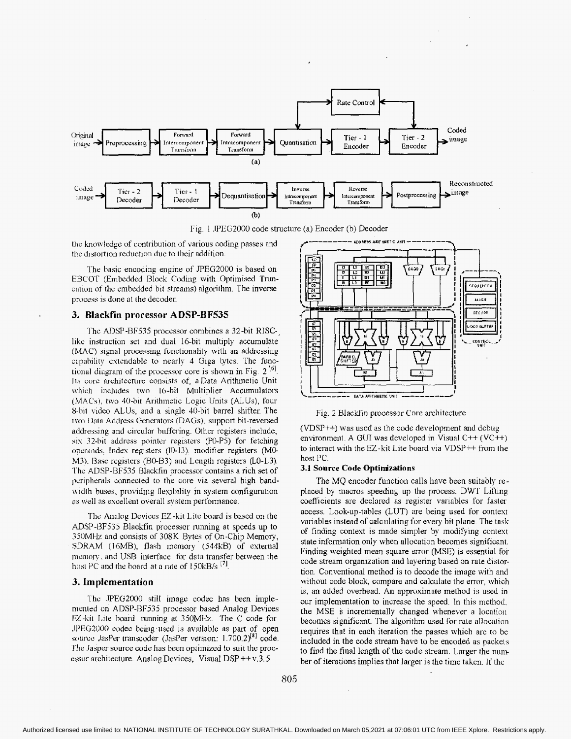Fig. 1 JPEG2000 code structure (a) Encoder (b) Decoder

the knowledge of contribution of various coding passes and the distortion reduction due to their addition.

The basic encoding engine of JPEG2000 is based on EBCOT (Embedded Block Coding with Optimised Truncation of the embedded bit streams) algorithm. The inverse process is done at the decoder.

## 3. Blackfin processor ADSP-BF535

The ADSP-BF535 processor combines a 32-bit RISC-like instruction set and dual 16-bit multiply accumulate (MAC) signal processing functionality with an addressing capability extendable to nearly 4 Giga bytes. The functional diagram of the processor core is shown in Fig. 2 [6]. Its core architecture consists of, a Data Arithmetic Unit which includes two 16-bit Multiplier Accumulators (MACs), two 40-bit Arithmetic Logic Units (ALUs), four 8-bit video ALUs, and a single 40-bit barrel shifter. The two Data Address Generators (DAGs), support bit-reversed addressing and circular buffering. Other registers include, six 32-bit address pointer registers (P0-P5) for fetching operands, Index registers (I0-I3), modifier registers (M0-M3), Base registers (B0-B3) and Length registers (L0-L3). The ADSP-BF535 Blackfin processor contains a rich set of peripherals connected to the core via several high bandwidth buses, providing flexibility in system configuration as well as excellent overall system performance.

The Analog Devices EZ-kit Lite board is based on the ADSP-BF535 Blackfin processor running at speeds up to 350MHz and consists of 308K Bytes of On-Chip Memory, SDRAM (16MB), flash memory (544kB) of external memory, and USB interface for data transfer between the host PC and the board at a rate of 150kB/s [7].

## 3. Implementation

The JPEG2000 still image codec has been implemented on ADSP-BF535 processor based Analog Devices EZ-kit Lite board running at 350MHz. The C code for JPEG2000 codec being used is available as part of open source JasPer transcoder (JasPer version: 1.700.2)[8] code. The Jasper source code has been optimized to suit the processor architecture. Analog Devices, Visual DSP++ v.3.5

Fig. 2 Blackfin processor Core architecture

(VDSP++) was used as the code development and debug environment. A GUI was developed in Visual C++ (VC++) to interact with the EZ-kit Lite board via VDSP++ from the host PC.

### 3.1 Source Code Optimizations

The MQ encoder function calls have been suitably replaced by macros speeding up the process. DWT Lifting coefficients are declared as register variables for faster access. Look-up-tables (LUT) are being used for context variables instead of calculating for every bit plane. The task of finding context is made simpler by modifying context state information only when allocation becomes significant. Finding weighted mean square error (MSE) is essential for code stream organization and layering based on rate distortion. Conventional method is to decode the image with and without code block, compare and calculate the error, which is, an added overhead. An approximate method is used in our implementation to increase the speed. In this method, the MSE is incrementally changed whenever a location becomes significant. The algorithm used for rate allocation requires that in each iteration the passes which are to be included in the code stream have to be encoded as packets to find the final length of the code stream. Larger the number of iterations implies that larger is the time taken. If the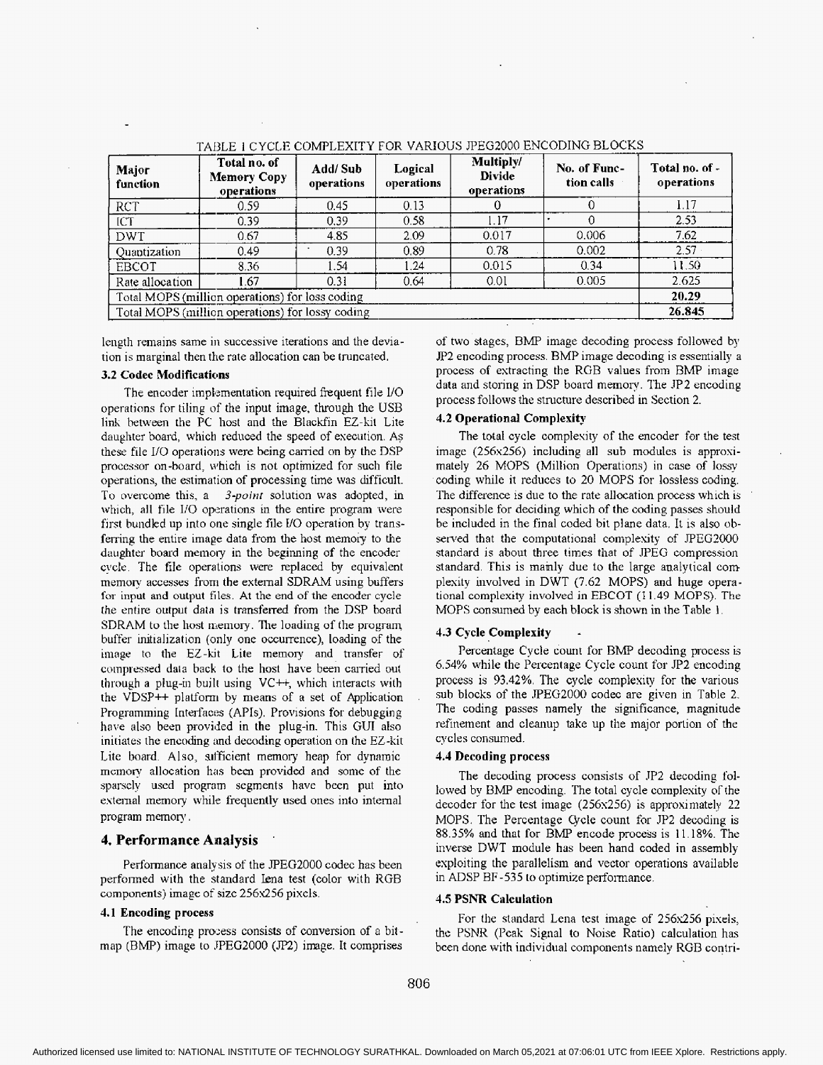TABLE 1 CYCLE COMPLEXITY FOR VARIOUS JPEG2000 ENCODING BLOCKS

| Major function | Total no. of Memory Copy operations | Add/ Sub operations | Logical operations | Multiply/ Divide operations | No. of Function calls | Total no. of operations |
|---|---|---|---|---|---|---|
| RCT | 0.59 | 0.45 | 0.13 | 0 | 0 | 1.17 |
| ICT | 0.39 | 0.39 | 0.58 | 1.17 | 0 | 2.53 |
| DWT | 0.67 | 4.85 | 2.09 | 0.017 | 0.006 | 7.62 |
| Quantization | 0.49 | 0.39 | 0.89 | 0.78 | 0.002 | 2.57 |
| EBCOT | 8.36 | 1.54 | 1.24 | 0.015 | 0.34 | 11.50 |
| Rate allocation | 1.67 | 0.31 | 0.64 | 0.01 | 0.005 | 2.625 |
| Total MOPS (million operations) for loss coding | | | | | | **20.29** |
| Total MOPS (million operations) for lossy coding | | | | | | **26.845** |

length remains same in successive iterations and the deviation is marginal then the rate allocation can be truncated.

### 3.2 Codec Modifications

The encoder implementation required frequent file I/O operations for tiling of the input image, through the USB link between the PC host and the Blackfin EZ-kit Lite daughter board, which reduced the speed of execution. As these file I/O operations were being carried on by the DSP processor on-board, which is not optimized for such file operations, the estimation of processing time was difficult. To overcome this, a *3-point* solution was adopted, in which, all file I/O operations in the entire program were first bundled up into one single file I/O operation by transferring the entire image data from the host memory to the daughter board memory in the beginning of the encoder cycle. The file operations were replaced by equivalent memory accesses from the external SDRAM using buffers for input and output files. At the end of the encoder cycle the entire output data is transferred from the DSP board SDRAM to the host memory. The loading of the program, buffer initialization (only one occurrence), loading of the image to the EZ-kit Lite memory and transfer of compressed data back to the host have been carried out through a plug-in built using VC++, which interacts with the VDSP++ platform by means of a set of Application Programming Interfaces (APIs). Provisions for debugging have also been provided in the plug-in. This GUI also initiates the encoding and decoding operation on the EZ-kit Lite board. Also, sufficient memory heap for dynamic memory allocation has been provided and some of the sparsely used program segments have been put into external memory while frequently used ones into internal program memory.

## 4. Performance Analysis

Performance analysis of the JPEG2000 codec has been performed with the standard Lena test (color with RGB components) image of size 256x256 pixels.

### 4.1 Encoding process

The encoding process consists of conversion of a bitmap (BMP) image to JPEG2000 (JP2) image. It comprises of two stages, BMP image decoding process followed by JP2 encoding process. BMP image decoding is essentially a process of extracting the RGB values from BMP image data and storing in DSP board memory. The JP2 encoding process follows the structure described in Section 2.

### 4.2 Operational Complexity

The total cycle complexity of the encoder for the test image (256x256) including all sub modules is approximately 26 MOPS (Million Operations) in case of lossy coding while it reduces to 20 MOPS for lossless coding. The difference is due to the rate allocation process which is responsible for deciding which of the coding passes should be included in the final coded bit plane data. It is also observed that the computational complexity of JPEG2000 standard is about three times that of JPEG compression standard. This is mainly due to the large analytical complexity involved in DWT (7.62 MOPS) and huge operational complexity involved in EBCOT (11.49 MOPS). The MOPS consumed by each block is shown in the Table 1.

### 4.3 Cycle Complexity

Percentage Cycle count for BMP decoding process is 6.54% while the Percentage Cycle count for JP2 encoding process is 93.42%. The cycle complexity for the various sub blocks of the JPEG2000 codec are given in Table 2. The coding passes namely the significance, magnitude refinement and cleanup take up the major portion of the cycles consumed.

### 4.4 Decoding process

The decoding process consists of JP2 decoding followed by BMP encoding. The total cycle complexity of the decoder for the test image (256x256) is approximately 22 MOPS. The Percentage Cycle count for JP2 decoding is 88.35% and that for BMP encode process is 11.18%. The inverse DWT module has been hand coded in assembly exploiting the parallelism and vector operations available in ADSP BF-535 to optimize performance.

### 4.5 PSNR Calculation

For the standard Lena test image of 256x256 pixels, the PSNR (Peak Signal to Noise Ratio) calculation has been done with individual components namely RGB contri-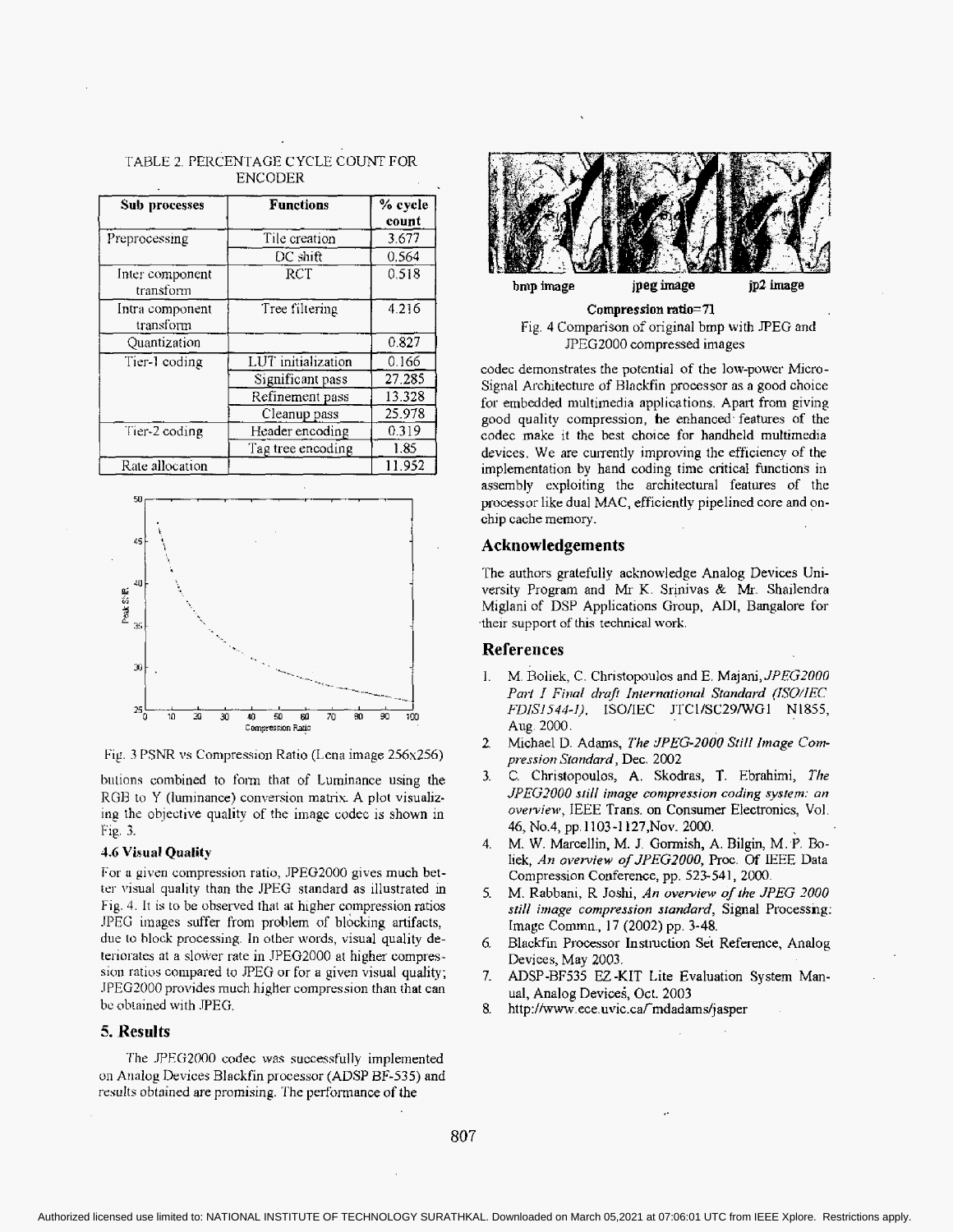TABLE 2. PERCENTAGE CYCLE COUNT FOR ENCODER

| Sub processes | Functions | % cycle count |
|---|---|---|
| Preprocessing | Tile creation | 3.677 |
| | DC shift | 0.564 |
| Inter component transform | RCT | 0.518 |
| Intra component transform | Tree filtering | 4.216 |
| Quantization | | 0.827 |
| Tier-1 coding | LUT initialization | 0.166 |
| | Significant pass | 27.285 |
| | Refinement pass | 13.328 |
| | Cleanup pass | 25.978 |
| Tier-2 coding | Header encoding | 0.319 |
| | Tag tree encoding | 1.85 |
| Rate allocation | | 11.952 |

Peak SNR

Compression Ratio

50
45
40
35
30
25

0 10 20 30 40 50 60 70 80 90 100

Fig. 3 PSNR vs Compression Ratio (Lena image 256x256)

butions combined to form that of Luminance using the RGB to Y (luminance) conversion matrix. A plot visualizing the objective quality of the image codec is shown in Fig. 3.

### 4.6 Visual Quality

For a given compression ratio, JPEG2000 gives much better visual quality than the JPEG standard as illustrated in Fig. 4. It is to be observed that at higher compression ratios JPEG images suffer from problem of blocking artifacts, due to block processing. In other words, visual quality deteriorates at a slower rate in JPEG2000 at higher compression ratios compared to JPEG or for a given visual quality; JPEG2000 provides much higher compression than that can be obtained with JPEG.

## 5. Results

The JPEG2000 codec was successfully implemented on Analog Devices Blackfin processor (ADSP BF-535) and results obtained are promising. The performance of the codec demonstrates the potential of the low-power Micro-Signal Architecture of Blackfin processor as a good choice for embedded multimedia applications. Apart from giving good quality compression, he enhanced features of the codec make it the best choice for handheld multimedia devices. We are currently improving the efficiency of the implementation by hand coding time critical functions in assembly exploiting the architectural features of the processor like dual MAC, efficiently pipelined core and on-chip cache memory.

bmp image jpeg image jp2 image

**Compression ratio=71**

Fig. 4 Comparison of original bmp with JPEG and JPEG2000 compressed images

## Acknowledgements

The authors gratefully acknowledge Analog Devices University Program and Mr K. Srinivas & Mr. Shailendra Miglani of DSP Applications Group, ADI, Bangalore for their support of this technical work.

## References

1. M. Boliek, C. Christopoulos and E. Majani, *JPEG2000 Part I Final draft International Standard (ISO/IEC FDIS1544-1)*, ISO/IEC JTC1/SC29/WG1 N1855, Aug. 2000.
2. Michael D. Adams, *The JPEG-2000 Still Image Compression Standard*, Dec. 2002
3. C. Christopoulos, A. Skodras, T. Ebrahimi, *The JPEG2000 still image compression coding system: an overview*, IEEE Trans. on Consumer Electronics, Vol. 46, No.4, pp.1103-1127,Nov. 2000.
4. M. W. Marcellin, M. J. Gormish, A. Bilgin, M. P. Boliek, *An overview of JPEG2000*, Proc. Of IEEE Data Compression Conference, pp. 523-541, 2000.
5. M. Rabbani, R. Joshi, *An overview of the JPEG 2000 still image compression standard*, Signal Processing: Image Commn., 17 (2002) pp. 3-48.
6. Blackfin Processor Instruction Set Reference, Analog Devices, May 2003.
7. ADSP-BF535 EZ-KIT Lite Evaluation System Manual, Analog Devices, Oct. 2003
8. http://www.ece.uvic.ca/~mdadams/jasper